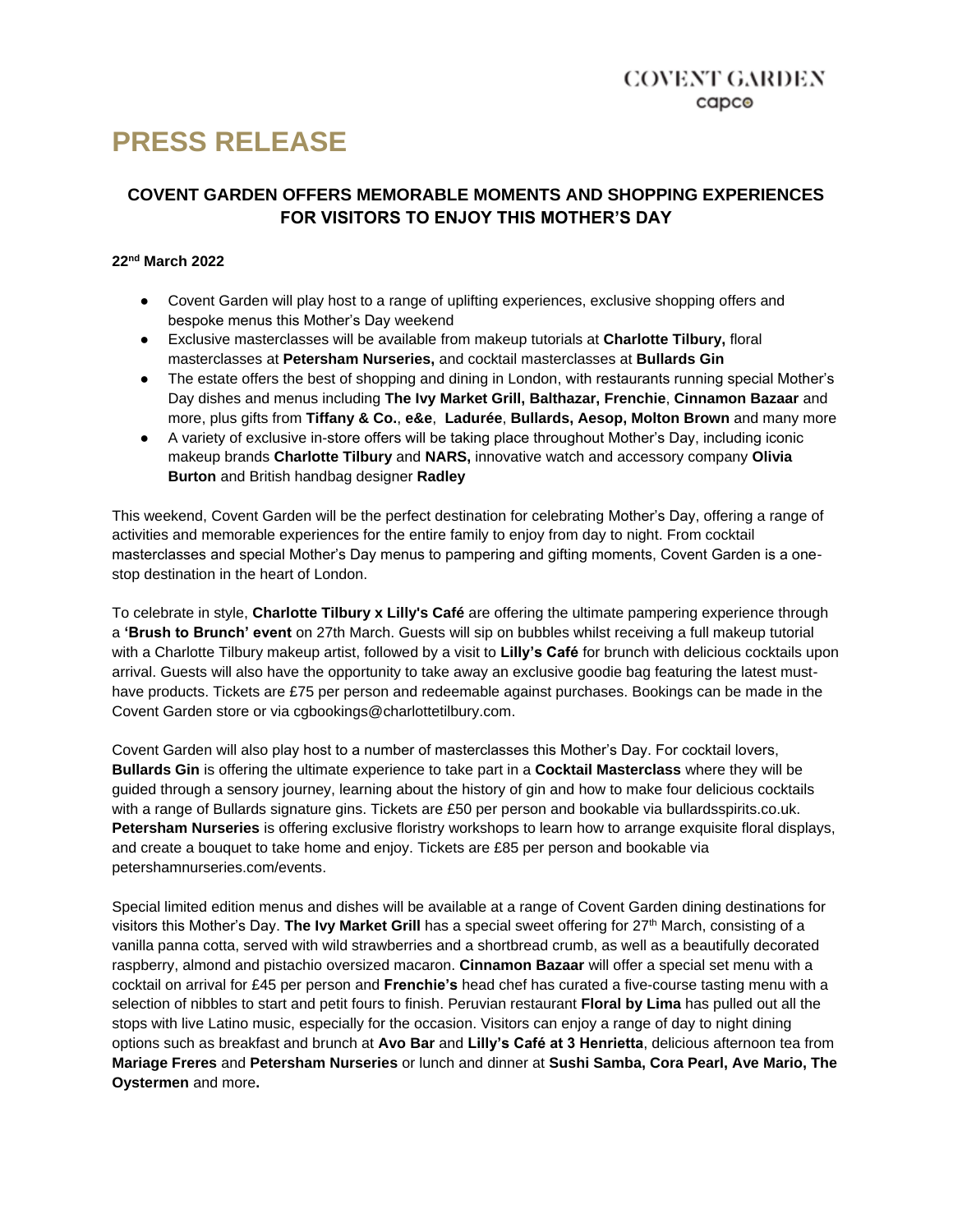COVENT GARDEN
capco

# PRESS RELEASE

## COVENT GARDEN OFFERS MEMORABLE MOMENTS AND SHOPPING EXPERIENCES FOR VISITORS TO ENJOY THIS MOTHER'S DAY

**22nd March 2022**

- Covent Garden will play host to a range of uplifting experiences, exclusive shopping offers and bespoke menus this Mother's Day weekend
- Exclusive masterclasses will be available from makeup tutorials at **Charlotte Tilbury,** floral masterclasses at **Petersham Nurseries,** and cocktail masterclasses at **Bullards Gin**
- The estate offers the best of shopping and dining in London, with restaurants running special Mother's Day dishes and menus including **The Ivy Market Grill, Balthazar, Frenchie**, **Cinnamon Bazaar** and more, plus gifts from **Tiffany & Co.**, **e&e**, **Ladurée**, **Bullards, Aesop, Molton Brown** and many more
- A variety of exclusive in-store offers will be taking place throughout Mother's Day, including iconic makeup brands **Charlotte Tilbury** and **NARS,** innovative watch and accessory company **Olivia Burton** and British handbag designer **Radley**

This weekend, Covent Garden will be the perfect destination for celebrating Mother's Day, offering a range of activities and memorable experiences for the entire family to enjoy from day to night. From cocktail masterclasses and special Mother's Day menus to pampering and gifting moments, Covent Garden is a one-stop destination in the heart of London.

To celebrate in style, **Charlotte Tilbury x Lilly's Café** are offering the ultimate pampering experience through a **'Brush to Brunch' event** on 27th March. Guests will sip on bubbles whilst receiving a full makeup tutorial with a Charlotte Tilbury makeup artist, followed by a visit to **Lilly's Café** for brunch with delicious cocktails upon arrival. Guests will also have the opportunity to take away an exclusive goodie bag featuring the latest must-have products. Tickets are £75 per person and redeemable against purchases. Bookings can be made in the Covent Garden store or via cgbookings@charlottetilbury.com.

Covent Garden will also play host to a number of masterclasses this Mother's Day. For cocktail lovers, **Bullards Gin** is offering the ultimate experience to take part in a **Cocktail Masterclass** where they will be guided through a sensory journey, learning about the history of gin and how to make four delicious cocktails with a range of Bullards signature gins. Tickets are £50 per person and bookable via bullardsspirits.co.uk. **Petersham Nurseries** is offering exclusive floristry workshops to learn how to arrange exquisite floral displays, and create a bouquet to take home and enjoy. Tickets are £85 per person and bookable via petershamnurseries.com/events.

Special limited edition menus and dishes will be available at a range of Covent Garden dining destinations for visitors this Mother's Day. **The Ivy Market Grill** has a special sweet offering for 27th March, consisting of a vanilla panna cotta, served with wild strawberries and a shortbread crumb, as well as a beautifully decorated raspberry, almond and pistachio oversized macaron. **Cinnamon Bazaar** will offer a special set menu with a cocktail on arrival for £45 per person and **Frenchie's** head chef has curated a five-course tasting menu with a selection of nibbles to start and petit fours to finish. Peruvian restaurant **Floral by Lima** has pulled out all the stops with live Latino music, especially for the occasion. Visitors can enjoy a range of day to night dining options such as breakfast and brunch at **Avo Bar** and **Lilly's Café at 3 Henrietta**, delicious afternoon tea from **Mariage Freres** and **Petersham Nurseries** or lunch and dinner at **Sushi Samba, Cora Pearl, Ave Mario, The Oystermen** and more**.**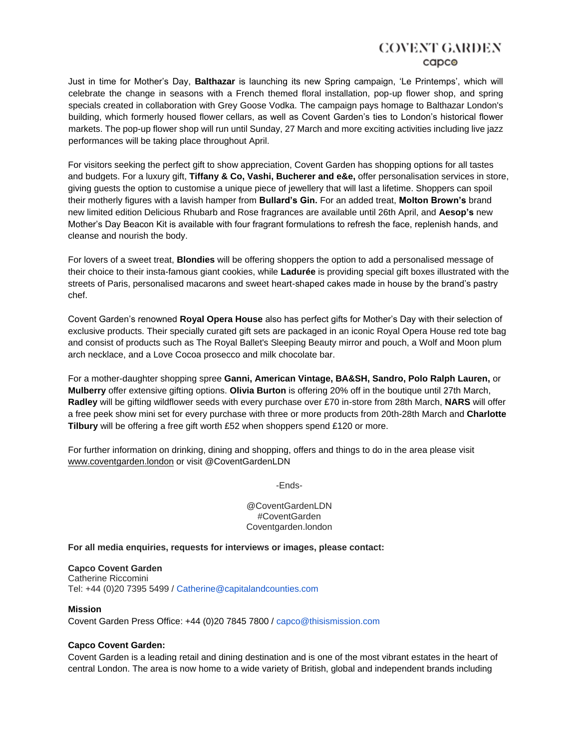Just in time for Mother's Day, **Balthazar** is launching its new Spring campaign, 'Le Printemps', which will celebrate the change in seasons with a French themed floral installation, pop-up flower shop, and spring specials created in collaboration with Grey Goose Vodka. The campaign pays homage to Balthazar London's building, which formerly housed flower cellars, as well as Covent Garden's ties to London's historical flower markets. The pop-up flower shop will run until Sunday, 27 March and more exciting activities including live jazz performances will be taking place throughout April.

For visitors seeking the perfect gift to show appreciation, Covent Garden has shopping options for all tastes and budgets. For a luxury gift, **Tiffany & Co, Vashi, Bucherer and e&e,** offer personalisation services in store, giving guests the option to customise a unique piece of jewellery that will last a lifetime. Shoppers can spoil their motherly figures with a lavish hamper from **Bullard's Gin.** For an added treat, **Molton Brown's** brand new limited edition Delicious Rhubarb and Rose fragrances are available until 26th April, and **Aesop's** new Mother's Day Beacon Kit is available with four fragrant formulations to refresh the face, replenish hands, and cleanse and nourish the body.

For lovers of a sweet treat, **Blondies** will be offering shoppers the option to add a personalised message of their choice to their insta-famous giant cookies, while **Ladurée** is providing special gift boxes illustrated with the streets of Paris, personalised macarons and sweet heart-shaped cakes made in house by the brand's pastry chef.

Covent Garden's renowned **Royal Opera House** also has perfect gifts for Mother's Day with their selection of exclusive products. Their specially curated gift sets are packaged in an iconic Royal Opera House red tote bag and consist of products such as The Royal Ballet's Sleeping Beauty mirror and pouch, a Wolf and Moon plum arch necklace, and a Love Cocoa prosecco and milk chocolate bar.

For a mother-daughter shopping spree **Ganni, American Vintage, BA&SH, Sandro, Polo Ralph Lauren,** or **Mulberry** offer extensive gifting options. **Olivia Burton** is offering 20% off in the boutique until 27th March, **Radley** will be gifting wildflower seeds with every purchase over £70 in-store from 28th March, **NARS** will offer a free peek show mini set for every purchase with three or more products from 20th-28th March and **Charlotte Tilbury** will be offering a free gift worth £52 when shoppers spend £120 or more.

For further information on drinking, dining and shopping, offers and things to do in the area please visit www.coventgarden.london or visit @CoventGardenLDN

-Ends-

@CoventGardenLDN
#CoventGarden
Coventgarden.london

**For all media enquiries, requests for interviews or images, please contact:**

**Capco Covent Garden**
Catherine Riccomini
Tel: +44 (0)20 7395 5499 / Catherine@capitalandcounties.com

**Mission**
Covent Garden Press Office: +44 (0)20 7845 7800 / capco@thisismission.com

**Capco Covent Garden:**
Covent Garden is a leading retail and dining destination and is one of the most vibrant estates in the heart of central London. The area is now home to a wide variety of British, global and independent brands including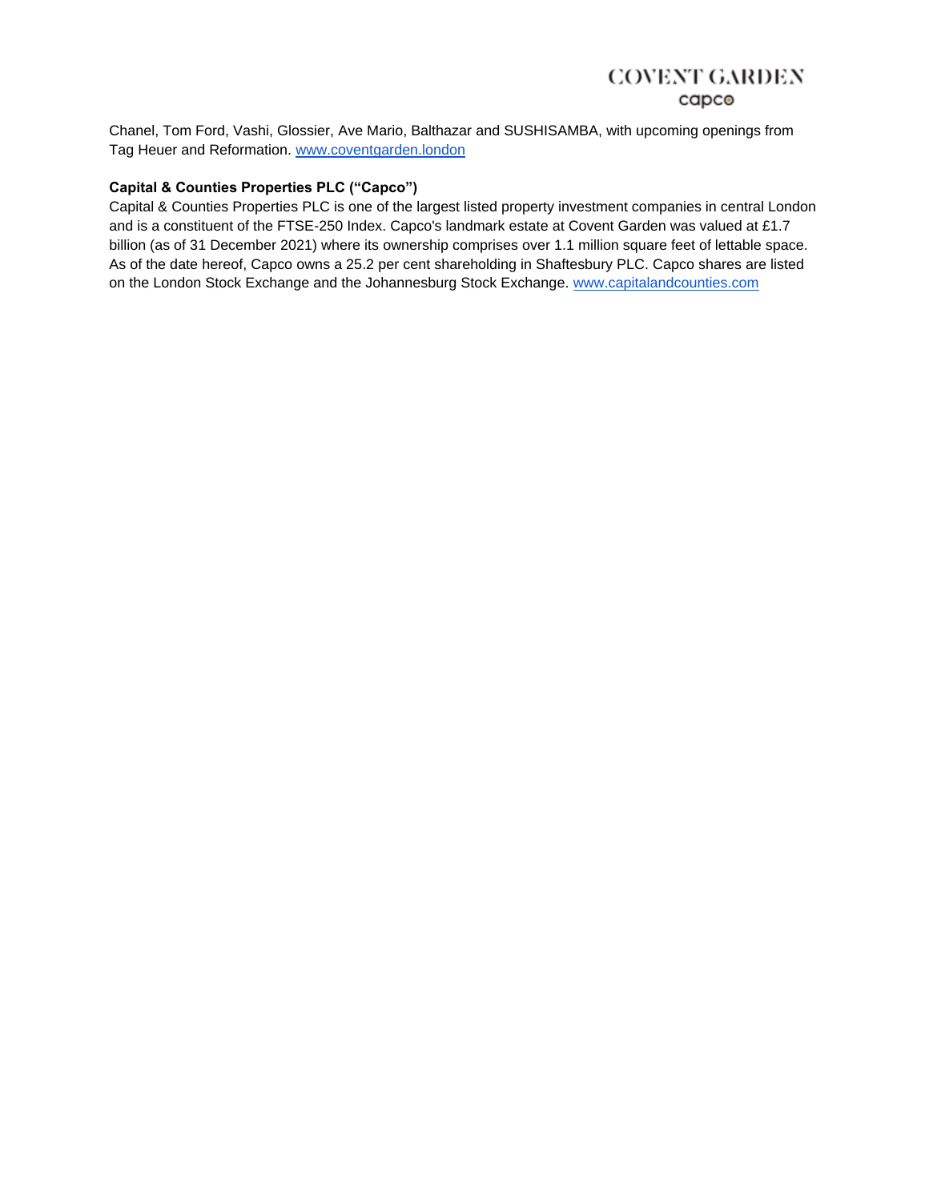Chanel, Tom Ford, Vashi, Glossier, Ave Mario, Balthazar and SUSHISAMBA, with upcoming openings from Tag Heuer and Reformation. www.coventgarden.london

**Capital & Counties Properties PLC ("Capco")**

Capital & Counties Properties PLC is one of the largest listed property investment companies in central London and is a constituent of the FTSE-250 Index. Capco's landmark estate at Covent Garden was valued at £1.7 billion (as of 31 December 2021) where its ownership comprises over 1.1 million square feet of lettable space. As of the date hereof, Capco owns a 25.2 per cent shareholding in Shaftesbury PLC. Capco shares are listed on the London Stock Exchange and the Johannesburg Stock Exchange. www.capitalandcounties.com